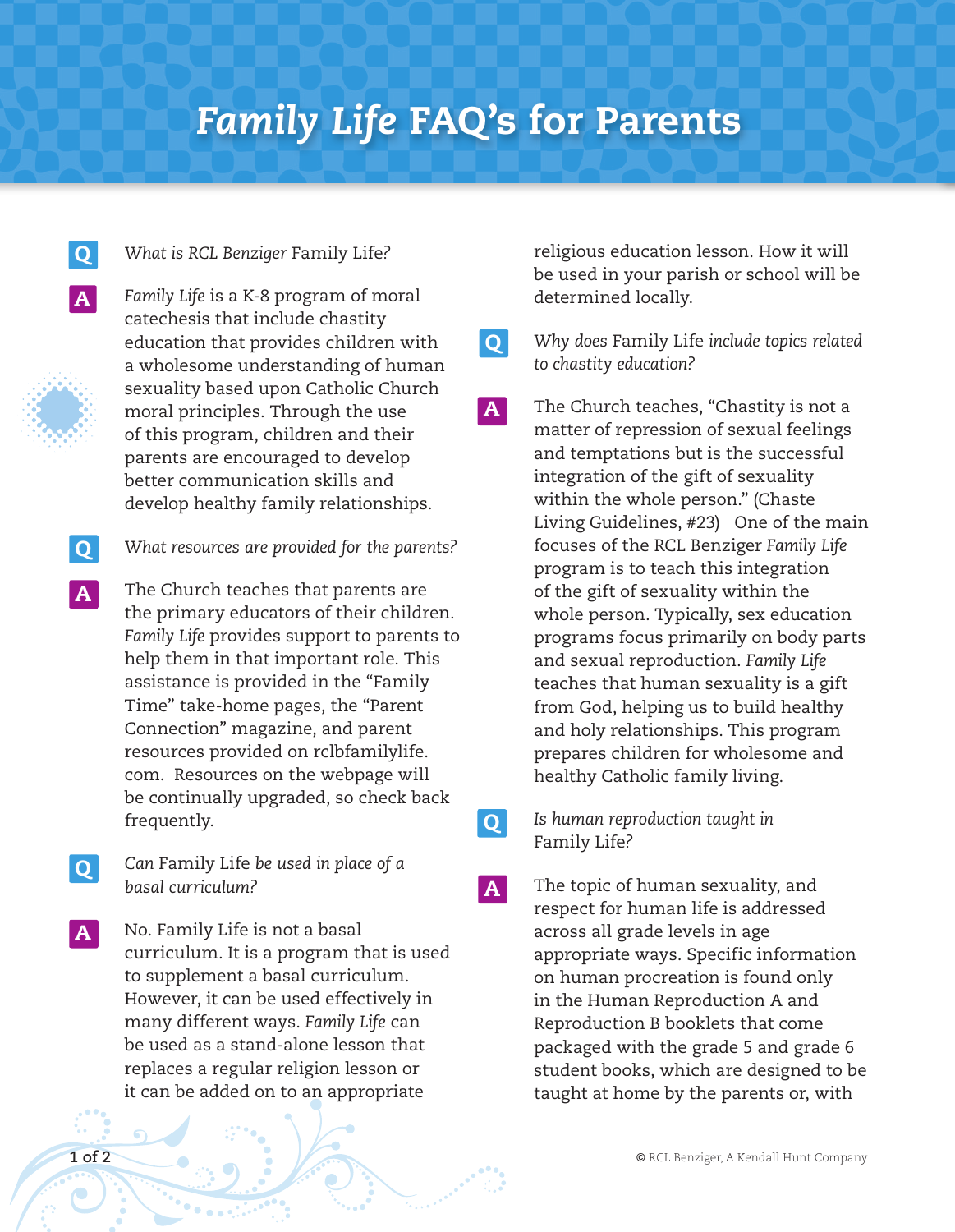# *Family Life* FAQ's for Parents

**Q** *What is RCL Benziger* Family Life*?*

**A** *Family Life* is a K-8 program of moral catechesis that include chastity education that provides children with a wholesome understanding of human sexuality based upon Catholic Church moral principles. Through the use of this program, children and their parents are encouraged to develop better communication skills and develop healthy family relationships.

**Q** *What resources are provided for the parents?*

**A** The Church teaches that parents are the primary educators of their children. *Family Life* provides support to parents to help them in that important role. This assistance is provided in the "Family Time" take-home pages, the "Parent Connection" magazine, and parent resources provided on rclbfamilylife.com. Resources on the webpage will be continually upgraded, so check back frequently.

**Q** *Can* Family Life *be used in place of a basal curriculum?*

**A** No. Family Life is not a basal curriculum. It is a program that is used to supplement a basal curriculum. However, it can be used effectively in many different ways. *Family Life* can be used as a stand-alone lesson that replaces a regular religion lesson or it can be added on to an appropriate religious education lesson. How it will be used in your parish or school will be determined locally.

**Q** *Why does* Family Life *include topics related to chastity education?*

**A** The Church teaches, "Chastity is not a matter of repression of sexual feelings and temptations but is the successful integration of the gift of sexuality within the whole person." (Chaste Living Guidelines, #23) One of the main focuses of the RCL Benziger *Family Life* program is to teach this integration of the gift of sexuality within the whole person. Typically, sex education programs focus primarily on body parts and sexual reproduction. *Family Life* teaches that human sexuality is a gift from God, helping us to build healthy and holy relationships. This program prepares children for wholesome and healthy Catholic family living.

**Q** *Is human reproduction taught in* Family Life*?*

**A** The topic of human sexuality, and respect for human life is addressed across all grade levels in age appropriate ways. Specific information on human procreation is found only in the Human Reproduction A and Reproduction B booklets that come packaged with the grade 5 and grade 6 student books, which are designed to be taught at home by the parents or, with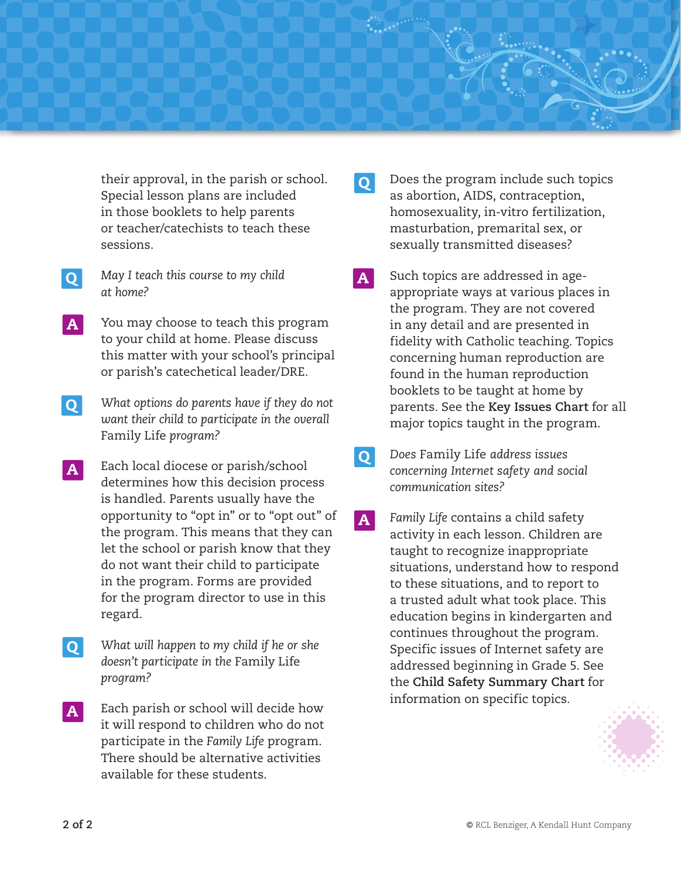their approval, in the parish or school. Special lesson plans are included in those booklets to help parents or teacher/catechists to teach these sessions.

**Q** *May I teach this course to my child at home?*

**A** You may choose to teach this program to your child at home. Please discuss this matter with your school's principal or parish's catechetical leader/DRE.

**Q** *What options do parents have if they do not want their child to participate in the overall* Family Life *program?*

**A** Each local diocese or parish/school determines how this decision process is handled. Parents usually have the opportunity to "opt in" or to "opt out" of the program. This means that they can let the school or parish know that they do not want their child to participate in the program. Forms are provided for the program director to use in this regard.

**Q** *What will happen to my child if he or she doesn't participate in the* Family Life *program?*

**A** Each parish or school will decide how it will respond to children who do not participate in the *Family Life* program. There should be alternative activities available for these students.

**Q** Does the program include such topics as abortion, AIDS, contraception, homosexuality, in-vitro fertilization, masturbation, premarital sex, or sexually transmitted diseases?

**A** Such topics are addressed in age-appropriate ways at various places in the program. They are not covered in any detail and are presented in fidelity with Catholic teaching. Topics concerning human reproduction are found in the human reproduction booklets to be taught at home by parents. See the **Key Issues Chart** for all major topics taught in the program.

**Q** *Does* Family Life *address issues concerning Internet safety and social communication sites?*

**A** *Family Life* contains a child safety activity in each lesson. Children are taught to recognize inappropriate situations, understand how to respond to these situations, and to report to a trusted adult what took place. This education begins in kindergarten and continues throughout the program. Specific issues of Internet safety are addressed beginning in Grade 5. See the **Child Safety Summary Chart** for information on specific topics.

© RCL Benziger, A Kendall Hunt Company